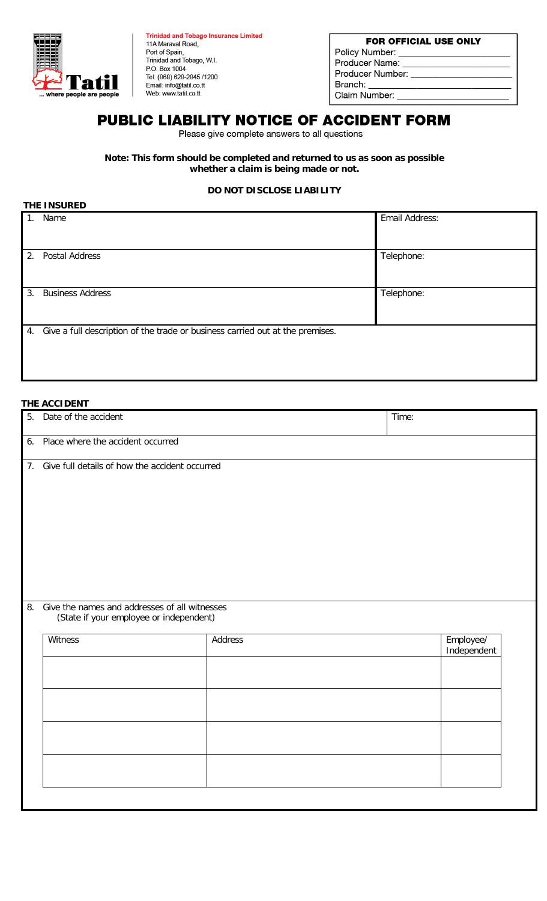Trinidad and Tobago Insurance Limited
11A Maraval Road,
Port of Spain,
Trinidad and Tobago, W.I.
P.O. Box 1004
Tel: (868) 628-2845 /1200
Email: info@tatil.co.tt
Web: www.tatil.co.tt

Tatil ... where people are people

**FOR OFFICIAL USE ONLY**
Policy Number: ____________________
Producer Name: ____________________
Producer Number: ____________________
Branch: ____________________
Claim Number: ____________________

# PUBLIC LIABILITY NOTICE OF ACCIDENT FORM

Please give complete answers to all questions

**Note: This form should be completed and returned to us as soon as possible whether a claim is being made or not.**

**DO NOT DISCLOSE LIABILITY**

**THE INSURED**

| | |
|---|---|
| 1. Name | Email Address: |
| 2. Postal Address | Telephone: |
| 3. Business Address | Telephone: |
| 4. Give a full description of the trade or business carried out at the premises. | |

**THE ACCIDENT**

| | |
|---|---|
| 5. Date of the accident | Time: |
| 6. Place where the accident occurred | |
| 7. Give full details of how the accident occurred | |

8. Give the names and addresses of all witnesses
(State if your employee or independent)

| Witness | Address | Employee/ Independent |
|---|---|---|
| | | |
| | | |
| | | |
| | | |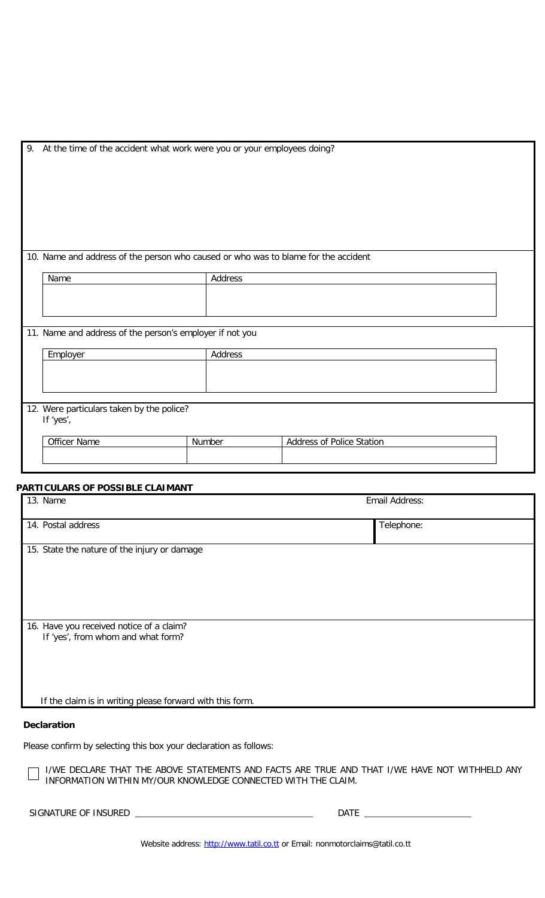9. At the time of the accident what work were you or your employees doing?

10. Name and address of the person who caused or who was to blame for the accident

| Name | Address |
|---|---|
| | |

11. Name and address of the person's employer if not you

| Employer | Address |
|---|---|
| | |

12. Were particulars taken by the police?
If 'yes',

| Officer Name | Number | Address of Police Station |
|---|---|---|
| | | |

**PARTICULARS OF POSSIBLE CLAIMANT**

| | |
|---|---|
| 13. Name | Email Address: |
| 14. Postal address | Telephone: |

15. State the nature of the injury or damage

16. Have you received notice of a claim?
If 'yes', from whom and what form?

If the claim is in writing please forward with this form.

**Declaration**

Please confirm by selecting this box your declaration as follows:

☐ I/WE DECLARE THAT THE ABOVE STATEMENTS AND FACTS ARE TRUE AND THAT I/WE HAVE NOT WITHHELD ANY INFORMATION WITHIN MY/OUR KNOWLEDGE CONNECTED WITH THE CLAIM.

SIGNATURE OF INSURED ____________________________________ DATE ______________________

Website address: http://www.tatil.co.tt or Email: nonmotorclaims@tatil.co.tt